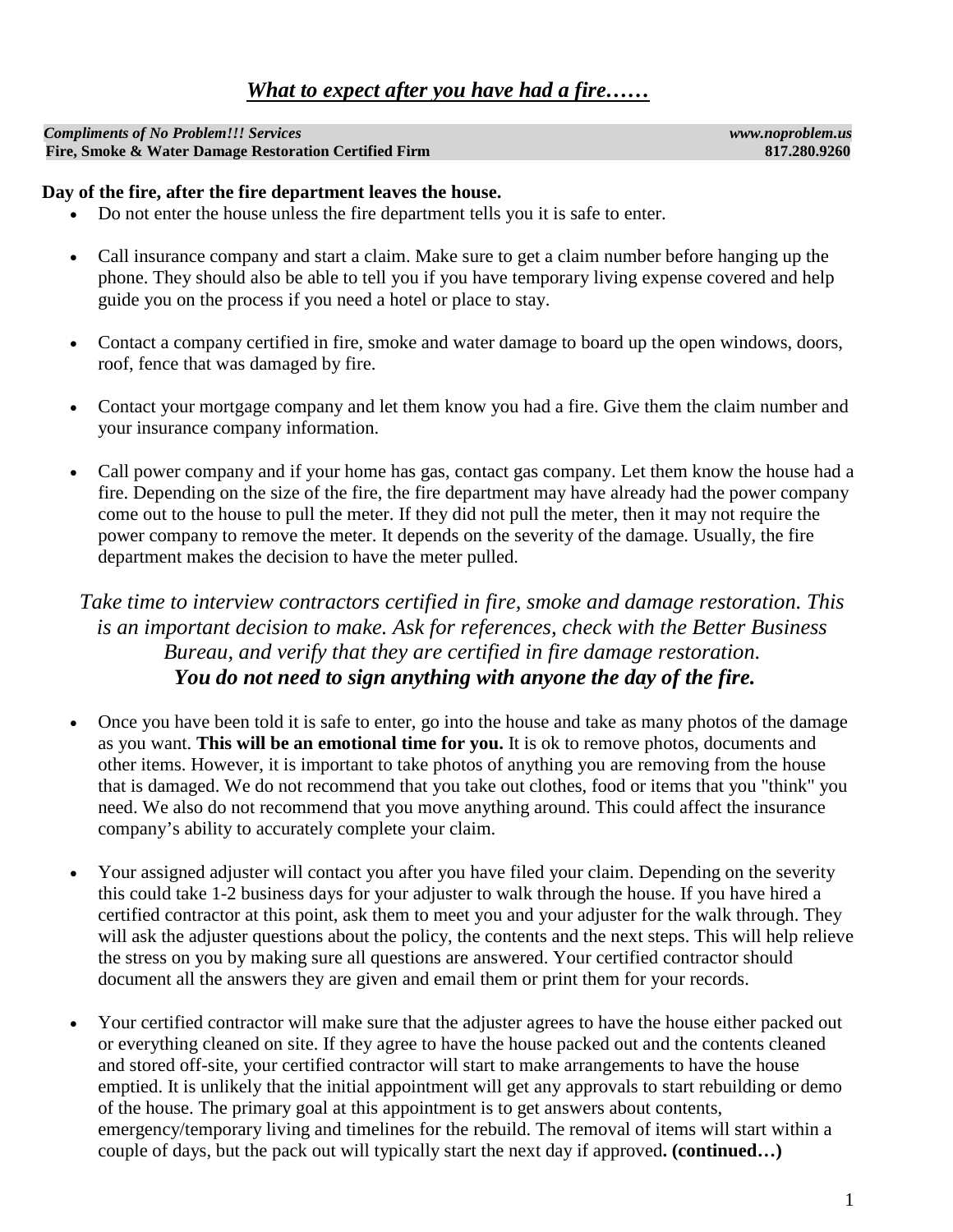# ***What to expect after you have had a fire……***

***Compliments of No Problem!!! Services*** ***www.noproblem.us***
**Fire, Smoke & Water Damage Restoration Certified Firm** **817.280.9260**

**Day of the fire, after the fire department leaves the house.**

- Do not enter the house unless the fire department tells you it is safe to enter.
- Call insurance company and start a claim. Make sure to get a claim number before hanging up the phone. They should also be able to tell you if you have temporary living expense covered and help guide you on the process if you need a hotel or place to stay.
- Contact a company certified in fire, smoke and water damage to board up the open windows, doors, roof, fence that was damaged by fire.
- Contact your mortgage company and let them know you had a fire. Give them the claim number and your insurance company information.
- Call power company and if your home has gas, contact gas company. Let them know the house had a fire. Depending on the size of the fire, the fire department may have already had the power company come out to the house to pull the meter. If they did not pull the meter, then it may not require the power company to remove the meter. It depends on the severity of the damage. Usually, the fire department makes the decision to have the meter pulled.

*Take time to interview contractors certified in fire, smoke and damage restoration. This is an important decision to make. Ask for references, check with the Better Business Bureau, and verify that they are certified in fire damage restoration.*
***You do not need to sign anything with anyone the day of the fire.***

- Once you have been told it is safe to enter, go into the house and take as many photos of the damage as you want. **This will be an emotional time for you.** It is ok to remove photos, documents and other items. However, it is important to take photos of anything you are removing from the house that is damaged. We do not recommend that you take out clothes, food or items that you "think" you need. We also do not recommend that you move anything around. This could affect the insurance company's ability to accurately complete your claim.
- Your assigned adjuster will contact you after you have filed your claim. Depending on the severity this could take 1-2 business days for your adjuster to walk through the house. If you have hired a certified contractor at this point, ask them to meet you and your adjuster for the walk through. They will ask the adjuster questions about the policy, the contents and the next steps. This will help relieve the stress on you by making sure all questions are answered. Your certified contractor should document all the answers they are given and email them or print them for your records.
- Your certified contractor will make sure that the adjuster agrees to have the house either packed out or everything cleaned on site. If they agree to have the house packed out and the contents cleaned and stored off-site, your certified contractor will start to make arrangements to have the house emptied. It is unlikely that the initial appointment will get any approvals to start rebuilding or demo of the house. The primary goal at this appointment is to get answers about contents, emergency/temporary living and timelines for the rebuild. The removal of items will start within a couple of days, but the pack out will typically start the next day if approved**. (continued…)**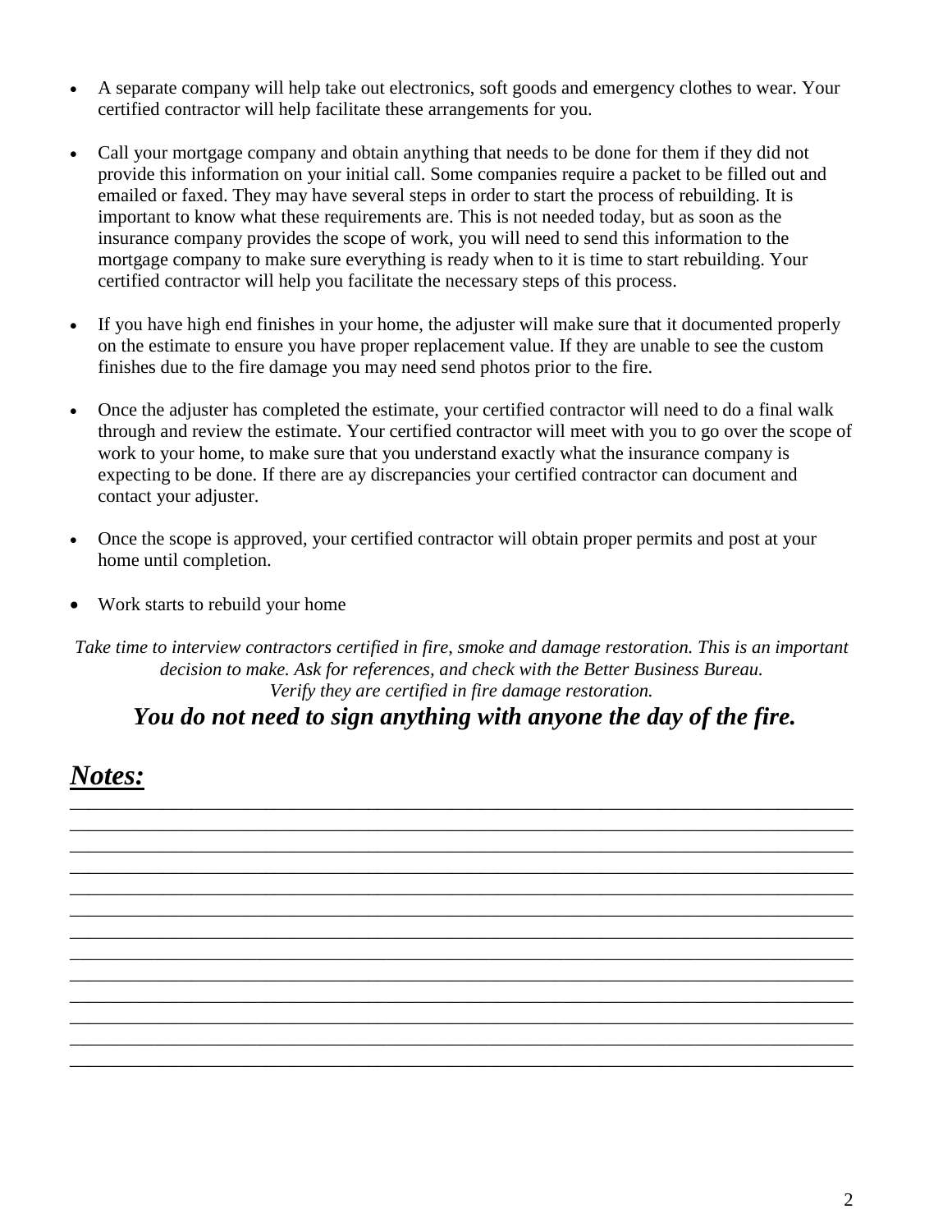- A separate company will help take out electronics, soft goods and emergency clothes to wear. Your certified contractor will help facilitate these arrangements for you.

- Call your mortgage company and obtain anything that needs to be done for them if they did not provide this information on your initial call. Some companies require a packet to be filled out and emailed or faxed. They may have several steps in order to start the process of rebuilding. It is important to know what these requirements are. This is not needed today, but as soon as the insurance company provides the scope of work, you will need to send this information to the mortgage company to make sure everything is ready when to it is time to start rebuilding. Your certified contractor will help you facilitate the necessary steps of this process.

- If you have high end finishes in your home, the adjuster will make sure that it documented properly on the estimate to ensure you have proper replacement value. If they are unable to see the custom finishes due to the fire damage you may need send photos prior to the fire.

- Once the adjuster has completed the estimate, your certified contractor will need to do a final walk through and review the estimate. Your certified contractor will meet with you to go over the scope of work to your home, to make sure that you understand exactly what the insurance company is expecting to be done. If there are ay discrepancies your certified contractor can document and contact your adjuster.

- Once the scope is approved, your certified contractor will obtain proper permits and post at your home until completion.

- Work starts to rebuild your home

*Take time to interview contractors certified in fire, smoke and damage restoration. This is an important decision to make. Ask for references, and check with the Better Business Bureau.*
*Verify they are certified in fire damage restoration.*

***You do not need to sign anything with anyone the day of the fire.***

## ***Notes:***

\_\_\_\_\_\_\_\_\_\_\_\_\_\_\_\_\_\_\_\_\_\_\_\_\_\_\_\_\_\_\_\_\_\_\_\_\_\_\_\_\_\_\_\_\_\_\_\_\_\_\_\_\_\_\_\_\_\_\_\_\_\_\_\_\_\_\_\_\_\_\_\_\_\_\_\_\_\_
\_\_\_\_\_\_\_\_\_\_\_\_\_\_\_\_\_\_\_\_\_\_\_\_\_\_\_\_\_\_\_\_\_\_\_\_\_\_\_\_\_\_\_\_\_\_\_\_\_\_\_\_\_\_\_\_\_\_\_\_\_\_\_\_\_\_\_\_\_\_\_\_\_\_\_\_\_\_
\_\_\_\_\_\_\_\_\_\_\_\_\_\_\_\_\_\_\_\_\_\_\_\_\_\_\_\_\_\_\_\_\_\_\_\_\_\_\_\_\_\_\_\_\_\_\_\_\_\_\_\_\_\_\_\_\_\_\_\_\_\_\_\_\_\_\_\_\_\_\_\_\_\_\_\_\_\_
\_\_\_\_\_\_\_\_\_\_\_\_\_\_\_\_\_\_\_\_\_\_\_\_\_\_\_\_\_\_\_\_\_\_\_\_\_\_\_\_\_\_\_\_\_\_\_\_\_\_\_\_\_\_\_\_\_\_\_\_\_\_\_\_\_\_\_\_\_\_\_\_\_\_\_\_\_\_
\_\_\_\_\_\_\_\_\_\_\_\_\_\_\_\_\_\_\_\_\_\_\_\_\_\_\_\_\_\_\_\_\_\_\_\_\_\_\_\_\_\_\_\_\_\_\_\_\_\_\_\_\_\_\_\_\_\_\_\_\_\_\_\_\_\_\_\_\_\_\_\_\_\_\_\_\_\_
\_\_\_\_\_\_\_\_\_\_\_\_\_\_\_\_\_\_\_\_\_\_\_\_\_\_\_\_\_\_\_\_\_\_\_\_\_\_\_\_\_\_\_\_\_\_\_\_\_\_\_\_\_\_\_\_\_\_\_\_\_\_\_\_\_\_\_\_\_\_\_\_\_\_\_\_\_\_
\_\_\_\_\_\_\_\_\_\_\_\_\_\_\_\_\_\_\_\_\_\_\_\_\_\_\_\_\_\_\_\_\_\_\_\_\_\_\_\_\_\_\_\_\_\_\_\_\_\_\_\_\_\_\_\_\_\_\_\_\_\_\_\_\_\_\_\_\_\_\_\_\_\_\_\_\_\_
\_\_\_\_\_\_\_\_\_\_\_\_\_\_\_\_\_\_\_\_\_\_\_\_\_\_\_\_\_\_\_\_\_\_\_\_\_\_\_\_\_\_\_\_\_\_\_\_\_\_\_\_\_\_\_\_\_\_\_\_\_\_\_\_\_\_\_\_\_\_\_\_\_\_\_\_\_\_
\_\_\_\_\_\_\_\_\_\_\_\_\_\_\_\_\_\_\_\_\_\_\_\_\_\_\_\_\_\_\_\_\_\_\_\_\_\_\_\_\_\_\_\_\_\_\_\_\_\_\_\_\_\_\_\_\_\_\_\_\_\_\_\_\_\_\_\_\_\_\_\_\_\_\_\_\_\_
\_\_\_\_\_\_\_\_\_\_\_\_\_\_\_\_\_\_\_\_\_\_\_\_\_\_\_\_\_\_\_\_\_\_\_\_\_\_\_\_\_\_\_\_\_\_\_\_\_\_\_\_\_\_\_\_\_\_\_\_\_\_\_\_\_\_\_\_\_\_\_\_\_\_\_\_\_\_
\_\_\_\_\_\_\_\_\_\_\_\_\_\_\_\_\_\_\_\_\_\_\_\_\_\_\_\_\_\_\_\_\_\_\_\_\_\_\_\_\_\_\_\_\_\_\_\_\_\_\_\_\_\_\_\_\_\_\_\_\_\_\_\_\_\_\_\_\_\_\_\_\_\_\_\_\_\_
\_\_\_\_\_\_\_\_\_\_\_\_\_\_\_\_\_\_\_\_\_\_\_\_\_\_\_\_\_\_\_\_\_\_\_\_\_\_\_\_\_\_\_\_\_\_\_\_\_\_\_\_\_\_\_\_\_\_\_\_\_\_\_\_\_\_\_\_\_\_\_\_\_\_\_\_\_\_
\_\_\_\_\_\_\_\_\_\_\_\_\_\_\_\_\_\_\_\_\_\_\_\_\_\_\_\_\_\_\_\_\_\_\_\_\_\_\_\_\_\_\_\_\_\_\_\_\_\_\_\_\_\_\_\_\_\_\_\_\_\_\_\_\_\_\_\_\_\_\_\_\_\_\_\_\_\_